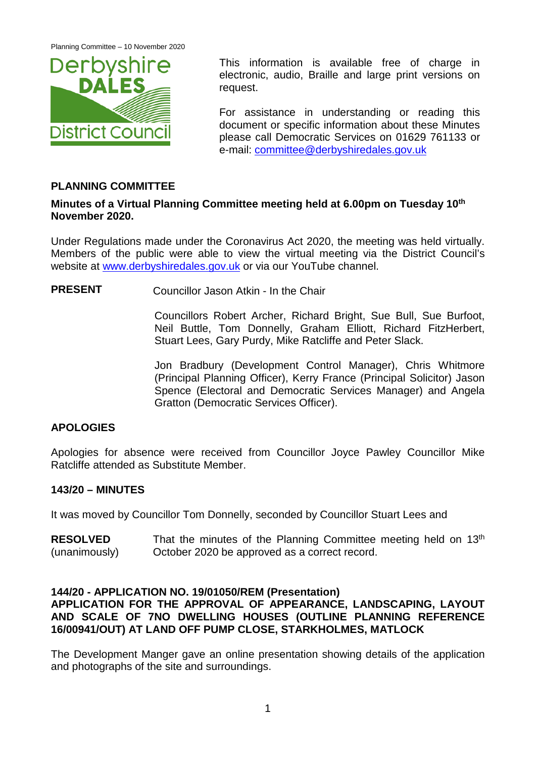Planning Committee – 10 November 2020

This information is available free of charge in electronic, audio, Braille and large print versions on request.

For assistance in understanding or reading this document or specific information about these Minutes please call Democratic Services on 01629 761133 or e-mail: committee@derbyshiredales.gov.uk

## PLANNING COMMITTEE

**Minutes of a Virtual Planning Committee meeting held at 6.00pm on Tuesday 10th November 2020.**

Under Regulations made under the Coronavirus Act 2020, the meeting was held virtually. Members of the public were able to view the virtual meeting via the District Council's website at www.derbyshiredales.gov.uk or via our YouTube channel.

**PRESENT** Councillor Jason Atkin - In the Chair

Councillors Robert Archer, Richard Bright, Sue Bull, Sue Burfoot, Neil Buttle, Tom Donnelly, Graham Elliott, Richard FitzHerbert, Stuart Lees, Gary Purdy, Mike Ratcliffe and Peter Slack.

Jon Bradbury (Development Control Manager), Chris Whitmore (Principal Planning Officer), Kerry France (Principal Solicitor) Jason Spence (Electoral and Democratic Services Manager) and Angela Gratton (Democratic Services Officer).

### APOLOGIES

Apologies for absence were received from Councillor Joyce Pawley Councillor Mike Ratcliffe attended as Substitute Member.

### 143/20 – MINUTES

It was moved by Councillor Tom Donnelly, seconded by Councillor Stuart Lees and

**RESOLVED** (unanimously) That the minutes of the Planning Committee meeting held on 13th October 2020 be approved as a correct record.

### 144/20 - APPLICATION NO. 19/01050/REM (Presentation) APPLICATION FOR THE APPROVAL OF APPEARANCE, LANDSCAPING, LAYOUT AND SCALE OF 7NO DWELLING HOUSES (OUTLINE PLANNING REFERENCE 16/00941/OUT) AT LAND OFF PUMP CLOSE, STARKHOLMES, MATLOCK

The Development Manger gave an online presentation showing details of the application and photographs of the site and surroundings.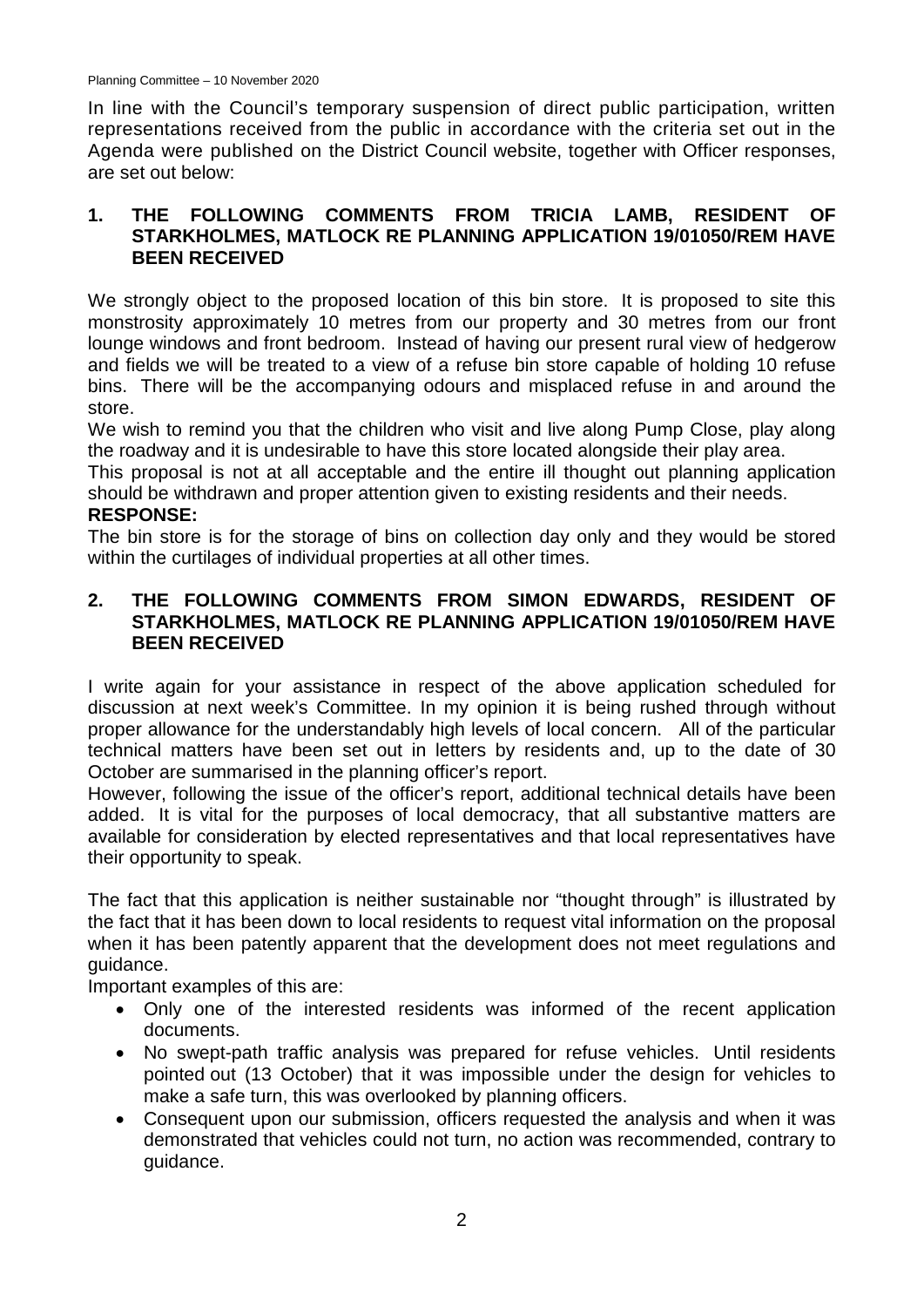In line with the Council's temporary suspension of direct public participation, written representations received from the public in accordance with the criteria set out in the Agenda were published on the District Council website, together with Officer responses, are set out below:

## 1. THE FOLLOWING COMMENTS FROM TRICIA LAMB, RESIDENT OF STARKHOLMES, MATLOCK RE PLANNING APPLICATION 19/01050/REM HAVE BEEN RECEIVED

We strongly object to the proposed location of this bin store. It is proposed to site this monstrosity approximately 10 metres from our property and 30 metres from our front lounge windows and front bedroom. Instead of having our present rural view of hedgerow and fields we will be treated to a view of a refuse bin store capable of holding 10 refuse bins. There will be the accompanying odours and misplaced refuse in and around the store.

We wish to remind you that the children who visit and live along Pump Close, play along the roadway and it is undesirable to have this store located alongside their play area.

This proposal is not at all acceptable and the entire ill thought out planning application should be withdrawn and proper attention given to existing residents and their needs.

**RESPONSE:**

The bin store is for the storage of bins on collection day only and they would be stored within the curtilages of individual properties at all other times.

## 2. THE FOLLOWING COMMENTS FROM SIMON EDWARDS, RESIDENT OF STARKHOLMES, MATLOCK RE PLANNING APPLICATION 19/01050/REM HAVE BEEN RECEIVED

I write again for your assistance in respect of the above application scheduled for discussion at next week's Committee. In my opinion it is being rushed through without proper allowance for the understandably high levels of local concern. All of the particular technical matters have been set out in letters by residents and, up to the date of 30 October are summarised in the planning officer's report.

However, following the issue of the officer's report, additional technical details have been added. It is vital for the purposes of local democracy, that all substantive matters are available for consideration by elected representatives and that local representatives have their opportunity to speak.

The fact that this application is neither sustainable nor "thought through" is illustrated by the fact that it has been down to local residents to request vital information on the proposal when it has been patently apparent that the development does not meet regulations and guidance.

Important examples of this are:

- Only one of the interested residents was informed of the recent application documents.
- No swept-path traffic analysis was prepared for refuse vehicles. Until residents pointed out (13 October) that it was impossible under the design for vehicles to make a safe turn, this was overlooked by planning officers.
- Consequent upon our submission, officers requested the analysis and when it was demonstrated that vehicles could not turn, no action was recommended, contrary to guidance.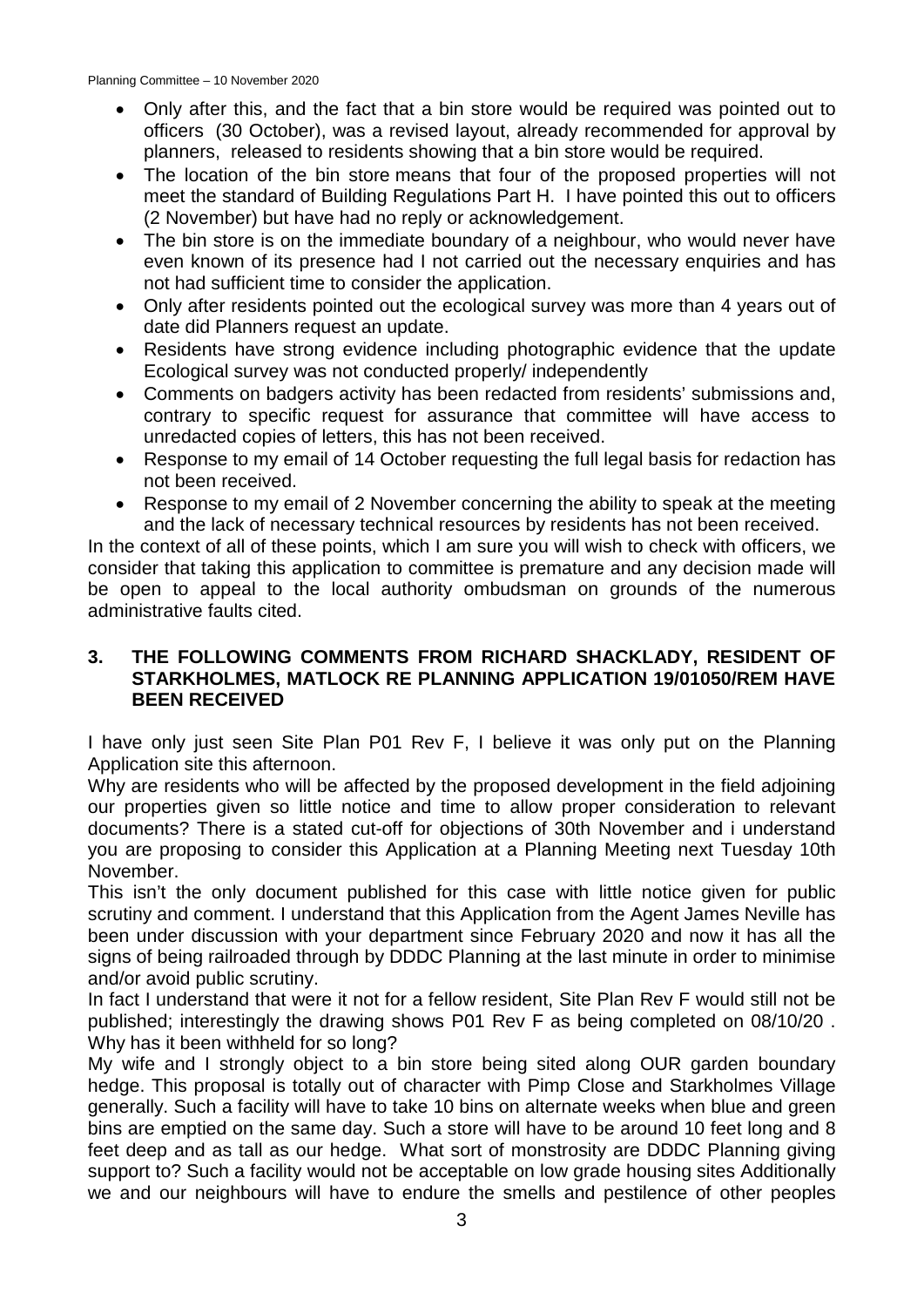- Only after this, and the fact that a bin store would be required was pointed out to officers (30 October), was a revised layout, already recommended for approval by planners, released to residents showing that a bin store would be required.
- The location of the bin store means that four of the proposed properties will not meet the standard of Building Regulations Part H. I have pointed this out to officers (2 November) but have had no reply or acknowledgement.
- The bin store is on the immediate boundary of a neighbour, who would never have even known of its presence had I not carried out the necessary enquiries and has not had sufficient time to consider the application.
- Only after residents pointed out the ecological survey was more than 4 years out of date did Planners request an update.
- Residents have strong evidence including photographic evidence that the update Ecological survey was not conducted properly/ independently
- Comments on badgers activity has been redacted from residents' submissions and, contrary to specific request for assurance that committee will have access to unredacted copies of letters, this has not been received.
- Response to my email of 14 October requesting the full legal basis for redaction has not been received.
- Response to my email of 2 November concerning the ability to speak at the meeting and the lack of necessary technical resources by residents has not been received.

In the context of all of these points, which I am sure you will wish to check with officers, we consider that taking this application to committee is premature and any decision made will be open to appeal to the local authority ombudsman on grounds of the numerous administrative faults cited.

## 3. THE FOLLOWING COMMENTS FROM RICHARD SHACKLADY, RESIDENT OF STARKHOLMES, MATLOCK RE PLANNING APPLICATION 19/01050/REM HAVE BEEN RECEIVED

I have only just seen Site Plan P01 Rev F, I believe it was only put on the Planning Application site this afternoon.

Why are residents who will be affected by the proposed development in the field adjoining our properties given so little notice and time to allow proper consideration to relevant documents? There is a stated cut-off for objections of 30th November and i understand you are proposing to consider this Application at a Planning Meeting next Tuesday 10th November.

This isn't the only document published for this case with little notice given for public scrutiny and comment. I understand that this Application from the Agent James Neville has been under discussion with your department since February 2020 and now it has all the signs of being railroaded through by DDDC Planning at the last minute in order to minimise and/or avoid public scrutiny.

In fact I understand that were it not for a fellow resident, Site Plan Rev F would still not be published; interestingly the drawing shows P01 Rev F as being completed on 08/10/20 . Why has it been withheld for so long?

My wife and I strongly object to a bin store being sited along OUR garden boundary hedge. This proposal is totally out of character with Pimp Close and Starkholmes Village generally. Such a facility will have to take 10 bins on alternate weeks when blue and green bins are emptied on the same day. Such a store will have to be around 10 feet long and 8 feet deep and as tall as our hedge. What sort of monstrosity are DDDC Planning giving support to? Such a facility would not be acceptable on low grade housing sites Additionally we and our neighbours will have to endure the smells and pestilence of other peoples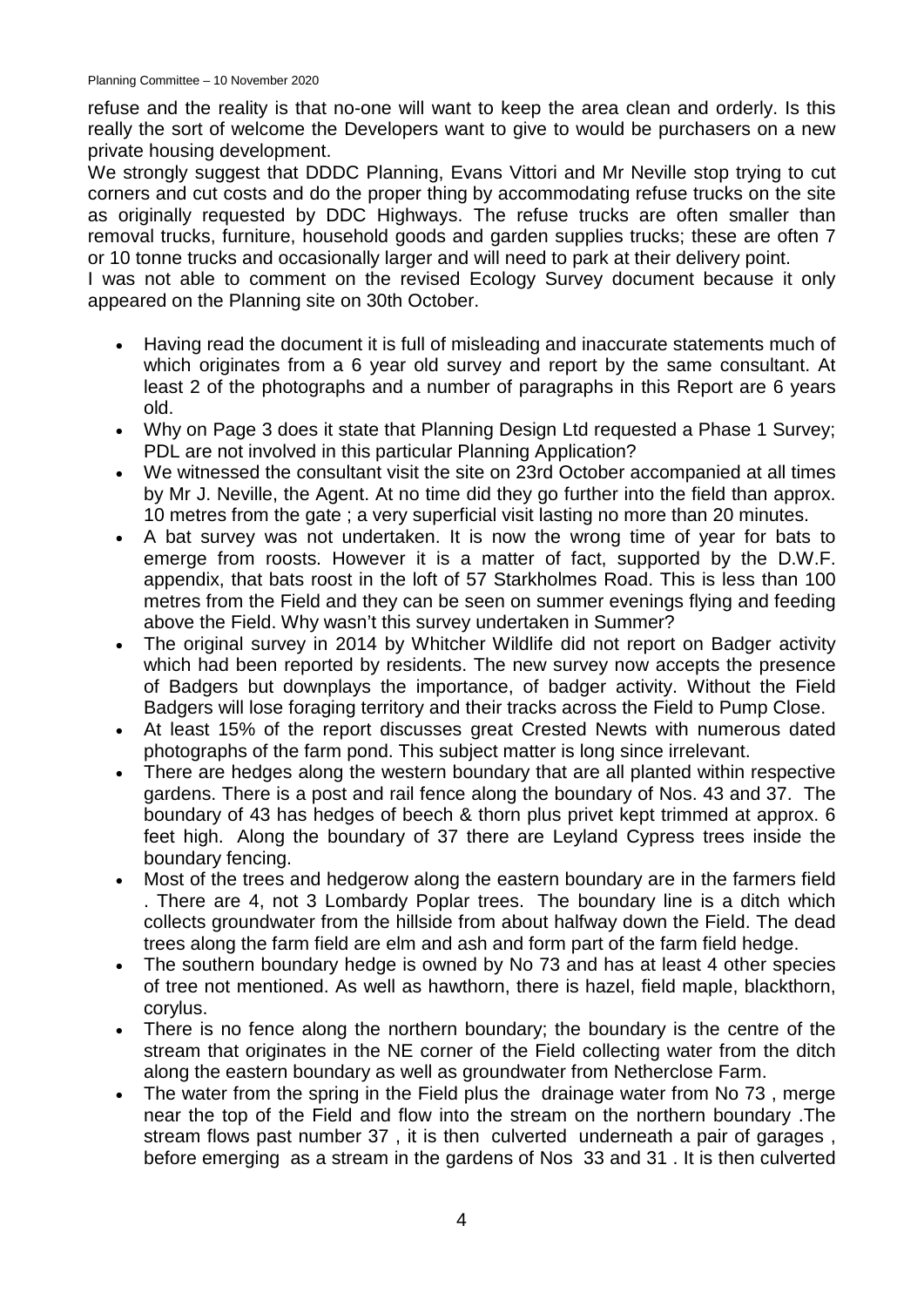refuse and the reality is that no-one will want to keep the area clean and orderly. Is this really the sort of welcome the Developers want to give to would be purchasers on a new private housing development.

We strongly suggest that DDDC Planning, Evans Vittori and Mr Neville stop trying to cut corners and cut costs and do the proper thing by accommodating refuse trucks on the site as originally requested by DDC Highways. The refuse trucks are often smaller than removal trucks, furniture, household goods and garden supplies trucks; these are often 7 or 10 tonne trucks and occasionally larger and will need to park at their delivery point.

I was not able to comment on the revised Ecology Survey document because it only appeared on the Planning site on 30th October.

- Having read the document it is full of misleading and inaccurate statements much of which originates from a 6 year old survey and report by the same consultant. At least 2 of the photographs and a number of paragraphs in this Report are 6 years old.
- Why on Page 3 does it state that Planning Design Ltd requested a Phase 1 Survey; PDL are not involved in this particular Planning Application?
- We witnessed the consultant visit the site on 23rd October accompanied at all times by Mr J. Neville, the Agent. At no time did they go further into the field than approx. 10 metres from the gate ; a very superficial visit lasting no more than 20 minutes.
- A bat survey was not undertaken. It is now the wrong time of year for bats to emerge from roosts. However it is a matter of fact, supported by the D.W.F. appendix, that bats roost in the loft of 57 Starkholmes Road. This is less than 100 metres from the Field and they can be seen on summer evenings flying and feeding above the Field. Why wasn't this survey undertaken in Summer?
- The original survey in 2014 by Whitcher Wildlife did not report on Badger activity which had been reported by residents. The new survey now accepts the presence of Badgers but downplays the importance, of badger activity. Without the Field Badgers will lose foraging territory and their tracks across the Field to Pump Close.
- At least 15% of the report discusses great Crested Newts with numerous dated photographs of the farm pond. This subject matter is long since irrelevant.
- There are hedges along the western boundary that are all planted within respective gardens. There is a post and rail fence along the boundary of Nos. 43 and 37. The boundary of 43 has hedges of beech & thorn plus privet kept trimmed at approx. 6 feet high. Along the boundary of 37 there are Leyland Cypress trees inside the boundary fencing.
- Most of the trees and hedgerow along the eastern boundary are in the farmers field . There are 4, not 3 Lombardy Poplar trees. The boundary line is a ditch which collects groundwater from the hillside from about halfway down the Field. The dead trees along the farm field are elm and ash and form part of the farm field hedge.
- The southern boundary hedge is owned by No 73 and has at least 4 other species of tree not mentioned. As well as hawthorn, there is hazel, field maple, blackthorn, corylus.
- There is no fence along the northern boundary; the boundary is the centre of the stream that originates in the NE corner of the Field collecting water from the ditch along the eastern boundary as well as groundwater from Netherclose Farm.
- The water from the spring in the Field plus the drainage water from No 73 , merge near the top of the Field and flow into the stream on the northern boundary .The stream flows past number 37 , it is then culverted underneath a pair of garages , before emerging as a stream in the gardens of Nos 33 and 31 . It is then culverted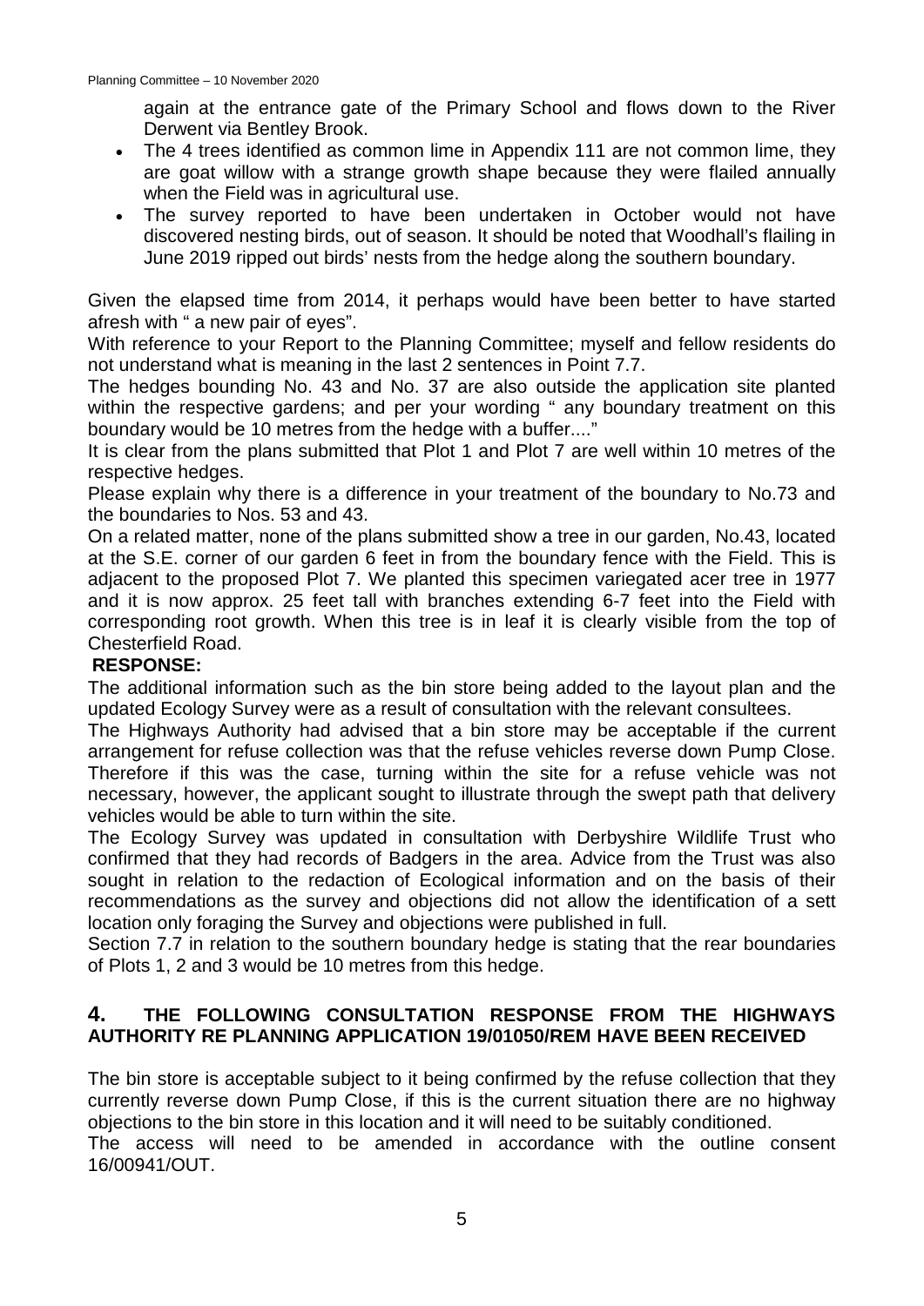again at the entrance gate of the Primary School and flows down to the River Derwent via Bentley Brook.

- The 4 trees identified as common lime in Appendix 111 are not common lime, they are goat willow with a strange growth shape because they were flailed annually when the Field was in agricultural use.
- The survey reported to have been undertaken in October would not have discovered nesting birds, out of season. It should be noted that Woodhall's flailing in June 2019 ripped out birds' nests from the hedge along the southern boundary.

Given the elapsed time from 2014, it perhaps would have been better to have started afresh with " a new pair of eyes".

With reference to your Report to the Planning Committee; myself and fellow residents do not understand what is meaning in the last 2 sentences in Point 7.7.

The hedges bounding No. 43 and No. 37 are also outside the application site planted within the respective gardens; and per your wording " any boundary treatment on this boundary would be 10 metres from the hedge with a buffer...."

It is clear from the plans submitted that Plot 1 and Plot 7 are well within 10 metres of the respective hedges.

Please explain why there is a difference in your treatment of the boundary to No.73 and the boundaries to Nos. 53 and 43.

On a related matter, none of the plans submitted show a tree in our garden, No.43, located at the S.E. corner of our garden 6 feet in from the boundary fence with the Field. This is adjacent to the proposed Plot 7. We planted this specimen variegated acer tree in 1977 and it is now approx. 25 feet tall with branches extending 6-7 feet into the Field with corresponding root growth. When this tree is in leaf it is clearly visible from the top of Chesterfield Road.

**RESPONSE:**

The additional information such as the bin store being added to the layout plan and the updated Ecology Survey were as a result of consultation with the relevant consultees.

The Highways Authority had advised that a bin store may be acceptable if the current arrangement for refuse collection was that the refuse vehicles reverse down Pump Close. Therefore if this was the case, turning within the site for a refuse vehicle was not necessary, however, the applicant sought to illustrate through the swept path that delivery vehicles would be able to turn within the site.

The Ecology Survey was updated in consultation with Derbyshire Wildlife Trust who confirmed that they had records of Badgers in the area. Advice from the Trust was also sought in relation to the redaction of Ecological information and on the basis of their recommendations as the survey and objections did not allow the identification of a sett location only foraging the Survey and objections were published in full.

Section 7.7 in relation to the southern boundary hedge is stating that the rear boundaries of Plots 1, 2 and 3 would be 10 metres from this hedge.

## 4. THE FOLLOWING CONSULTATION RESPONSE FROM THE HIGHWAYS AUTHORITY RE PLANNING APPLICATION 19/01050/REM HAVE BEEN RECEIVED

The bin store is acceptable subject to it being confirmed by the refuse collection that they currently reverse down Pump Close, if this is the current situation there are no highway objections to the bin store in this location and it will need to be suitably conditioned.

The access will need to be amended in accordance with the outline consent 16/00941/OUT.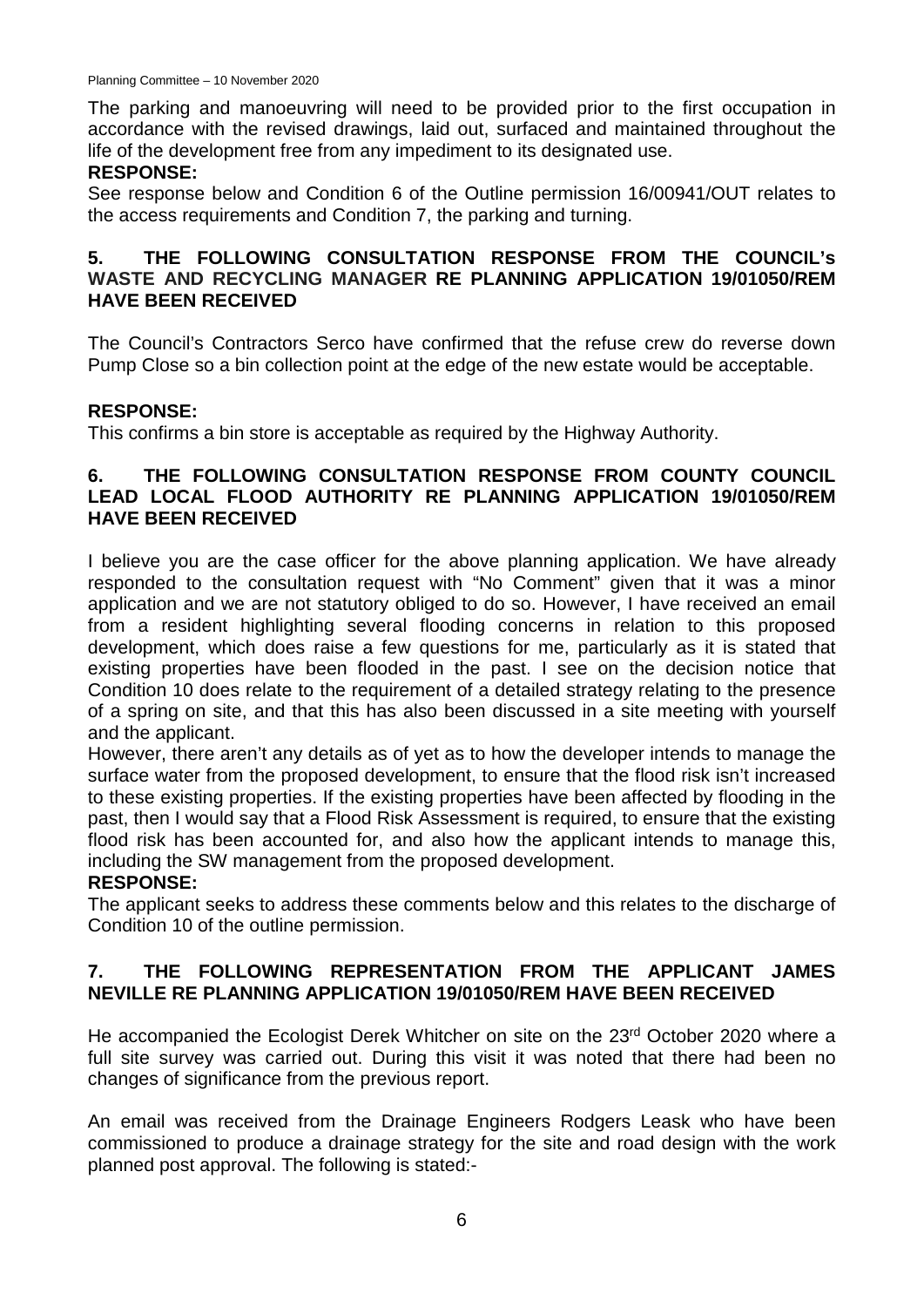The parking and manoeuvring will need to be provided prior to the first occupation in accordance with the revised drawings, laid out, surfaced and maintained throughout the life of the development free from any impediment to its designated use.

**RESPONSE:**

See response below and Condition 6 of the Outline permission 16/00941/OUT relates to the access requirements and Condition 7, the parking and turning.

## 5. THE FOLLOWING CONSULTATION RESPONSE FROM THE COUNCIL's WASTE AND RECYCLING MANAGER RE PLANNING APPLICATION 19/01050/REM HAVE BEEN RECEIVED

The Council's Contractors Serco have confirmed that the refuse crew do reverse down Pump Close so a bin collection point at the edge of the new estate would be acceptable.

**RESPONSE:**

This confirms a bin store is acceptable as required by the Highway Authority.

## 6. THE FOLLOWING CONSULTATION RESPONSE FROM COUNTY COUNCIL LEAD LOCAL FLOOD AUTHORITY RE PLANNING APPLICATION 19/01050/REM HAVE BEEN RECEIVED

I believe you are the case officer for the above planning application. We have already responded to the consultation request with "No Comment" given that it was a minor application and we are not statutory obliged to do so. However, I have received an email from a resident highlighting several flooding concerns in relation to this proposed development, which does raise a few questions for me, particularly as it is stated that existing properties have been flooded in the past. I see on the decision notice that Condition 10 does relate to the requirement of a detailed strategy relating to the presence of a spring on site, and that this has also been discussed in a site meeting with yourself and the applicant.

However, there aren't any details as of yet as to how the developer intends to manage the surface water from the proposed development, to ensure that the flood risk isn't increased to these existing properties. If the existing properties have been affected by flooding in the past, then I would say that a Flood Risk Assessment is required, to ensure that the existing flood risk has been accounted for, and also how the applicant intends to manage this, including the SW management from the proposed development.

**RESPONSE:**

The applicant seeks to address these comments below and this relates to the discharge of Condition 10 of the outline permission.

## 7. THE FOLLOWING REPRESENTATION FROM THE APPLICANT JAMES NEVILLE RE PLANNING APPLICATION 19/01050/REM HAVE BEEN RECEIVED

He accompanied the Ecologist Derek Whitcher on site on the 23rd October 2020 where a full site survey was carried out. During this visit it was noted that there had been no changes of significance from the previous report.

An email was received from the Drainage Engineers Rodgers Leask who have been commissioned to produce a drainage strategy for the site and road design with the work planned post approval. The following is stated:-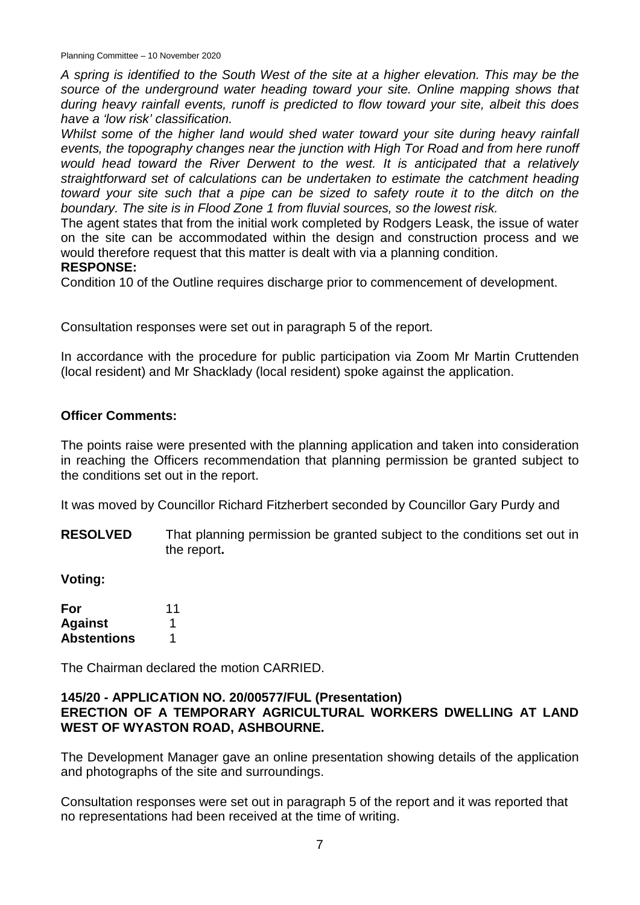*A spring is identified to the South West of the site at a higher elevation. This may be the source of the underground water heading toward your site. Online mapping shows that during heavy rainfall events, runoff is predicted to flow toward your site, albeit this does have a 'low risk' classification.*

*Whilst some of the higher land would shed water toward your site during heavy rainfall events, the topography changes near the junction with High Tor Road and from here runoff would head toward the River Derwent to the west. It is anticipated that a relatively straightforward set of calculations can be undertaken to estimate the catchment heading toward your site such that a pipe can be sized to safety route it to the ditch on the boundary. The site is in Flood Zone 1 from fluvial sources, so the lowest risk.*

The agent states that from the initial work completed by Rodgers Leask, the issue of water on the site can be accommodated within the design and construction process and we would therefore request that this matter is dealt with via a planning condition.

**RESPONSE:**

Condition 10 of the Outline requires discharge prior to commencement of development.

Consultation responses were set out in paragraph 5 of the report.

In accordance with the procedure for public participation via Zoom Mr Martin Cruttenden (local resident) and Mr Shacklady (local resident) spoke against the application.

**Officer Comments:**

The points raise were presented with the planning application and taken into consideration in reaching the Officers recommendation that planning permission be granted subject to the conditions set out in the report.

It was moved by Councillor Richard Fitzherbert seconded by Councillor Gary Purdy and

**RESOLVED** That planning permission be granted subject to the conditions set out in the report**.**

**Voting:**

| | |
|---|---|
| **For** | 11 |
| **Against** | 1 |
| **Abstentions** | 1 |

The Chairman declared the motion CARRIED.

**145/20 - APPLICATION NO. 20/00577/FUL (Presentation)**
**ERECTION OF A TEMPORARY AGRICULTURAL WORKERS DWELLING AT LAND WEST OF WYASTON ROAD, ASHBOURNE.**

The Development Manager gave an online presentation showing details of the application and photographs of the site and surroundings.

Consultation responses were set out in paragraph 5 of the report and it was reported that no representations had been received at the time of writing.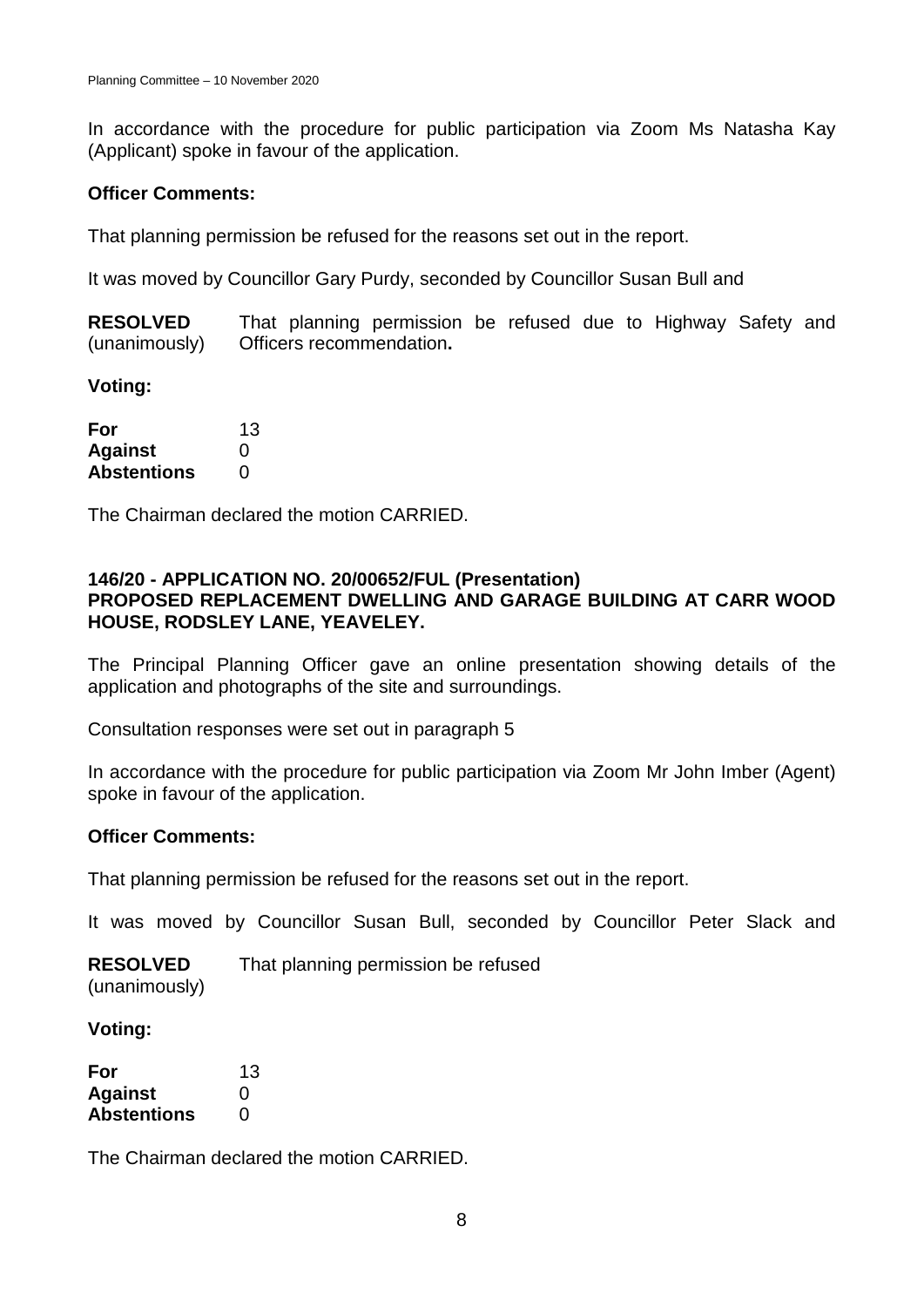In accordance with the procedure for public participation via Zoom Ms Natasha Kay (Applicant) spoke in favour of the application.

**Officer Comments:**

That planning permission be refused for the reasons set out in the report.

It was moved by Councillor Gary Purdy, seconded by Councillor Susan Bull and

**RESOLVED** (unanimously) That planning permission be refused due to Highway Safety and Officers recommendation**.**

**Voting:**

| | |
|---|---|
| **For** | 13 |
| **Against** | 0 |
| **Abstentions** | 0 |

The Chairman declared the motion CARRIED.

## 146/20 - APPLICATION NO. 20/00652/FUL (Presentation)
## PROPOSED REPLACEMENT DWELLING AND GARAGE BUILDING AT CARR WOOD HOUSE, RODSLEY LANE, YEAVELEY.

The Principal Planning Officer gave an online presentation showing details of the application and photographs of the site and surroundings.

Consultation responses were set out in paragraph 5

In accordance with the procedure for public participation via Zoom Mr John Imber (Agent) spoke in favour of the application.

**Officer Comments:**

That planning permission be refused for the reasons set out in the report.

It was moved by Councillor Susan Bull, seconded by Councillor Peter Slack and

**RESOLVED** (unanimously) That planning permission be refused

**Voting:**

| | |
|---|---|
| **For** | 13 |
| **Against** | 0 |
| **Abstentions** | 0 |

The Chairman declared the motion CARRIED.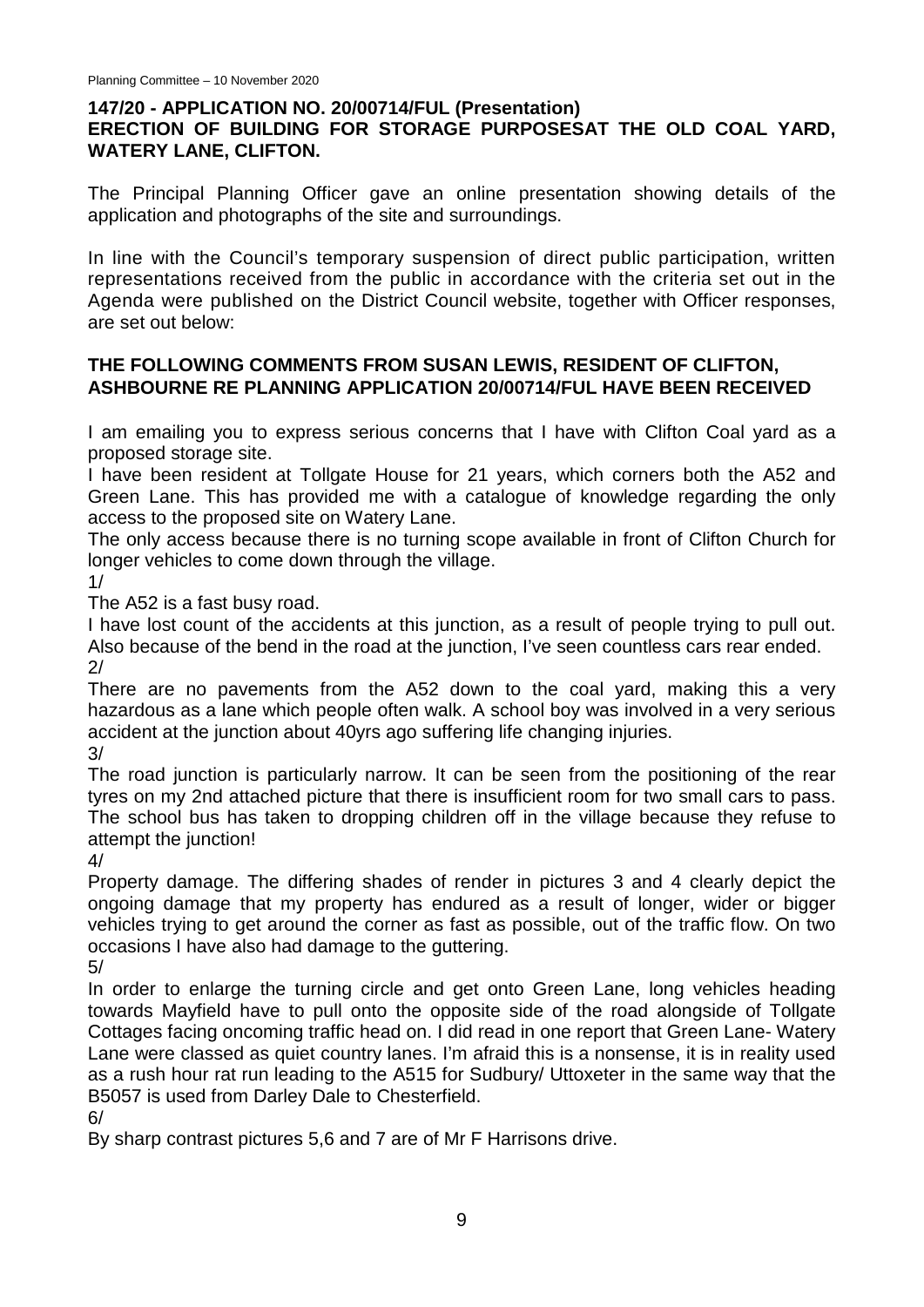## 147/20 - APPLICATION NO. 20/00714/FUL (Presentation)
## ERECTION OF BUILDING FOR STORAGE PURPOSESAT THE OLD COAL YARD, WATERY LANE, CLIFTON.

The Principal Planning Officer gave an online presentation showing details of the application and photographs of the site and surroundings.

In line with the Council's temporary suspension of direct public participation, written representations received from the public in accordance with the criteria set out in the Agenda were published on the District Council website, together with Officer responses, are set out below:

### THE FOLLOWING COMMENTS FROM SUSAN LEWIS, RESIDENT OF CLIFTON, ASHBOURNE RE PLANNING APPLICATION 20/00714/FUL HAVE BEEN RECEIVED

I am emailing you to express serious concerns that I have with Clifton Coal yard as a proposed storage site.

I have been resident at Tollgate House for 21 years, which corners both the A52 and Green Lane. This has provided me with a catalogue of knowledge regarding the only access to the proposed site on Watery Lane.

The only access because there is no turning scope available in front of Clifton Church for longer vehicles to come down through the village.

1/

The A52 is a fast busy road.

I have lost count of the accidents at this junction, as a result of people trying to pull out. Also because of the bend in the road at the junction, I've seen countless cars rear ended.

2/

There are no pavements from the A52 down to the coal yard, making this a very hazardous as a lane which people often walk. A school boy was involved in a very serious accident at the junction about 40yrs ago suffering life changing injuries.

3/

The road junction is particularly narrow. It can be seen from the positioning of the rear tyres on my 2nd attached picture that there is insufficient room for two small cars to pass. The school bus has taken to dropping children off in the village because they refuse to attempt the junction!

4/

Property damage. The differing shades of render in pictures 3 and 4 clearly depict the ongoing damage that my property has endured as a result of longer, wider or bigger vehicles trying to get around the corner as fast as possible, out of the traffic flow. On two occasions I have also had damage to the guttering.

5/

In order to enlarge the turning circle and get onto Green Lane, long vehicles heading towards Mayfield have to pull onto the opposite side of the road alongside of Tollgate Cottages facing oncoming traffic head on. I did read in one report that Green Lane- Watery Lane were classed as quiet country lanes. I'm afraid this is a nonsense, it is in reality used as a rush hour rat run leading to the A515 for Sudbury/ Uttoxeter in the same way that the B5057 is used from Darley Dale to Chesterfield.

6/

By sharp contrast pictures 5,6 and 7 are of Mr F Harrisons drive.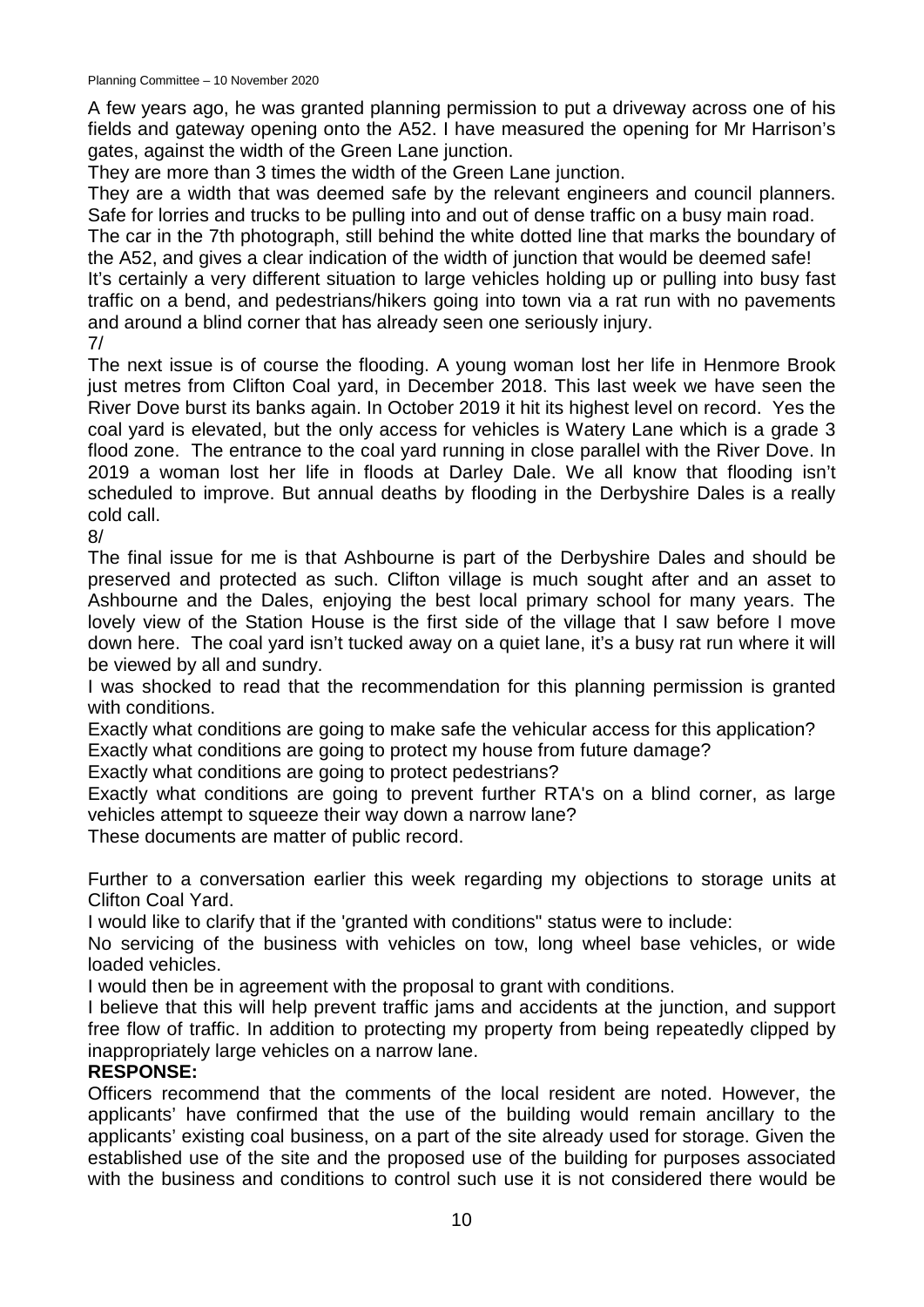A few years ago, he was granted planning permission to put a driveway across one of his fields and gateway opening onto the A52. I have measured the opening for Mr Harrison's gates, against the width of the Green Lane junction.

They are more than 3 times the width of the Green Lane junction.

They are a width that was deemed safe by the relevant engineers and council planners. Safe for lorries and trucks to be pulling into and out of dense traffic on a busy main road.

The car in the 7th photograph, still behind the white dotted line that marks the boundary of the A52, and gives a clear indication of the width of junction that would be deemed safe!

It's certainly a very different situation to large vehicles holding up or pulling into busy fast traffic on a bend, and pedestrians/hikers going into town via a rat run with no pavements and around a blind corner that has already seen one seriously injury.

7/

The next issue is of course the flooding. A young woman lost her life in Henmore Brook just metres from Clifton Coal yard, in December 2018. This last week we have seen the River Dove burst its banks again. In October 2019 it hit its highest level on record. Yes the coal yard is elevated, but the only access for vehicles is Watery Lane which is a grade 3 flood zone. The entrance to the coal yard running in close parallel with the River Dove. In 2019 a woman lost her life in floods at Darley Dale. We all know that flooding isn't scheduled to improve. But annual deaths by flooding in the Derbyshire Dales is a really cold call.

8/

The final issue for me is that Ashbourne is part of the Derbyshire Dales and should be preserved and protected as such. Clifton village is much sought after and an asset to Ashbourne and the Dales, enjoying the best local primary school for many years. The lovely view of the Station House is the first side of the village that I saw before I move down here. The coal yard isn't tucked away on a quiet lane, it's a busy rat run where it will be viewed by all and sundry.

I was shocked to read that the recommendation for this planning permission is granted with conditions.

Exactly what conditions are going to make safe the vehicular access for this application?

Exactly what conditions are going to protect my house from future damage?

Exactly what conditions are going to protect pedestrians?

Exactly what conditions are going to prevent further RTA's on a blind corner, as large vehicles attempt to squeeze their way down a narrow lane?

These documents are matter of public record.

Further to a conversation earlier this week regarding my objections to storage units at Clifton Coal Yard.

I would like to clarify that if the 'granted with conditions" status were to include:

No servicing of the business with vehicles on tow, long wheel base vehicles, or wide loaded vehicles.

I would then be in agreement with the proposal to grant with conditions.

I believe that this will help prevent traffic jams and accidents at the junction, and support free flow of traffic. In addition to protecting my property from being repeatedly clipped by inappropriately large vehicles on a narrow lane.

**RESPONSE:**

Officers recommend that the comments of the local resident are noted. However, the applicants' have confirmed that the use of the building would remain ancillary to the applicants' existing coal business, on a part of the site already used for storage. Given the established use of the site and the proposed use of the building for purposes associated with the business and conditions to control such use it is not considered there would be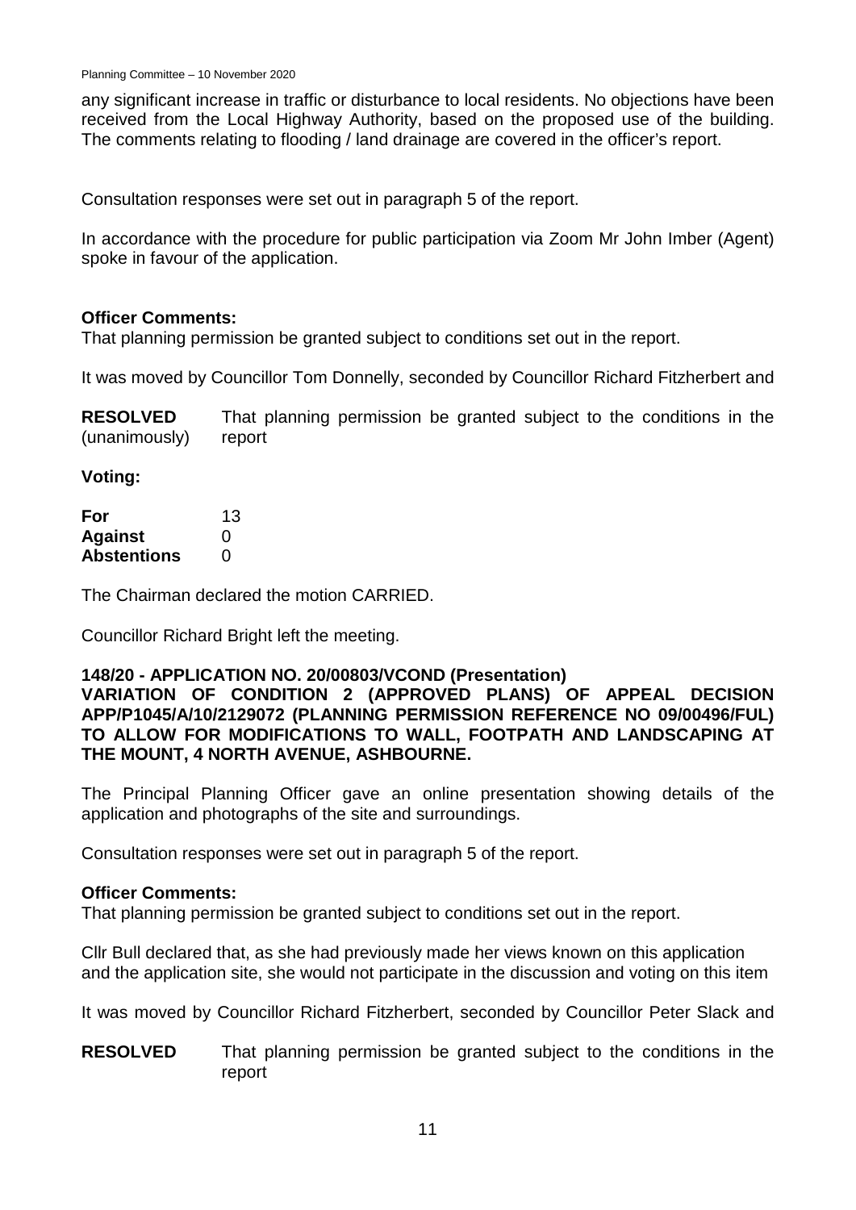any significant increase in traffic or disturbance to local residents. No objections have been received from the Local Highway Authority, based on the proposed use of the building. The comments relating to flooding / land drainage are covered in the officer's report.

Consultation responses were set out in paragraph 5 of the report.

In accordance with the procedure for public participation via Zoom Mr John Imber (Agent) spoke in favour of the application.

**Officer Comments:**
That planning permission be granted subject to conditions set out in the report.

It was moved by Councillor Tom Donnelly, seconded by Councillor Richard Fitzherbert and

**RESOLVED** (unanimously) That planning permission be granted subject to the conditions in the report

**Voting:**

| | |
|---|---|
| **For** | 13 |
| **Against** | 0 |
| **Abstentions** | 0 |

The Chairman declared the motion CARRIED.

Councillor Richard Bright left the meeting.

### 148/20 - APPLICATION NO. 20/00803/VCOND (Presentation)
### VARIATION OF CONDITION 2 (APPROVED PLANS) OF APPEAL DECISION APP/P1045/A/10/2129072 (PLANNING PERMISSION REFERENCE NO 09/00496/FUL) TO ALLOW FOR MODIFICATIONS TO WALL, FOOTPATH AND LANDSCAPING AT THE MOUNT, 4 NORTH AVENUE, ASHBOURNE.

The Principal Planning Officer gave an online presentation showing details of the application and photographs of the site and surroundings.

Consultation responses were set out in paragraph 5 of the report.

**Officer Comments:**
That planning permission be granted subject to conditions set out in the report.

Cllr Bull declared that, as she had previously made her views known on this application and the application site, she would not participate in the discussion and voting on this item

It was moved by Councillor Richard Fitzherbert, seconded by Councillor Peter Slack and

**RESOLVED** That planning permission be granted subject to the conditions in the report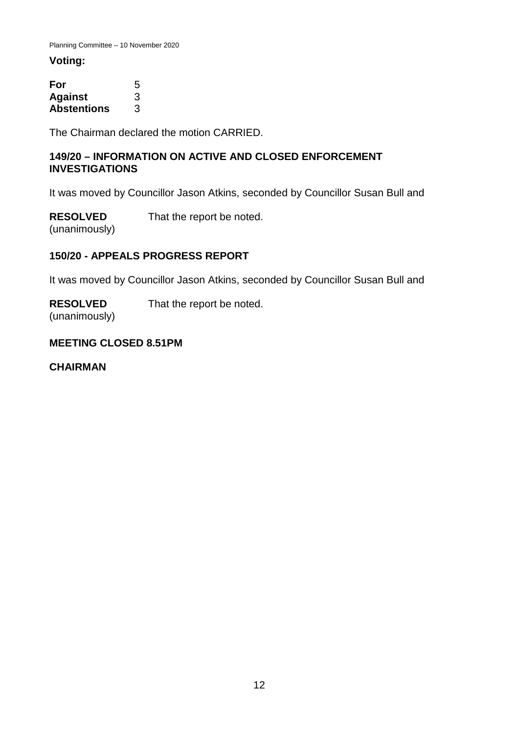**Voting:**

| | |
|---|---|
| **For** | 5 |
| **Against** | 3 |
| **Abstentions** | 3 |

The Chairman declared the motion CARRIED.

## 149/20 – INFORMATION ON ACTIVE AND CLOSED ENFORCEMENT INVESTIGATIONS

It was moved by Councillor Jason Atkins, seconded by Councillor Susan Bull and

**RESOLVED** (unanimously) That the report be noted.

## 150/20 - APPEALS PROGRESS REPORT

It was moved by Councillor Jason Atkins, seconded by Councillor Susan Bull and

**RESOLVED** (unanimously) That the report be noted.

**MEETING CLOSED 8.51PM**

**CHAIRMAN**